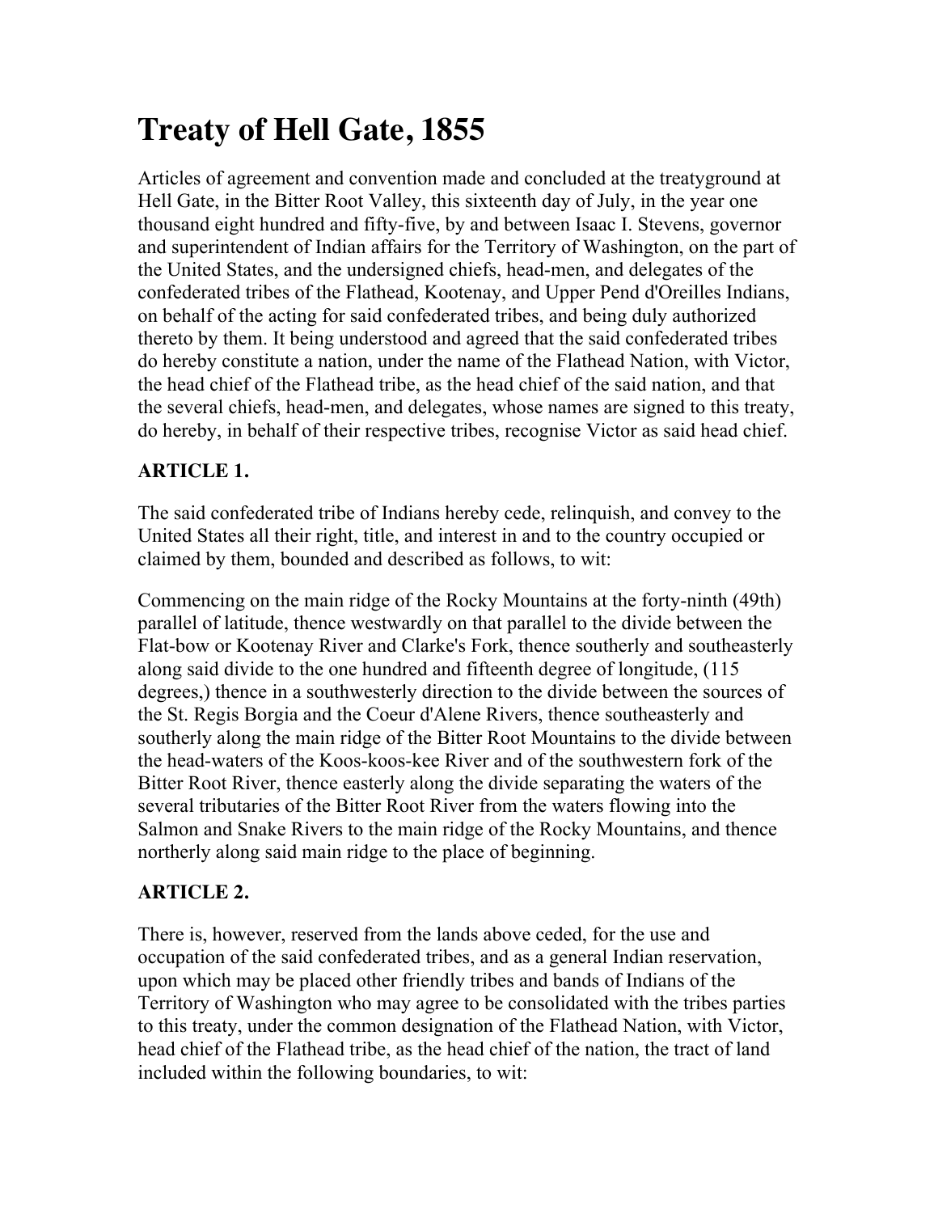# Treaty of Hell Gate, 1855

Articles of agreement and convention made and concluded at the treatyground at Hell Gate, in the Bitter Root Valley, this sixteenth day of July, in the year one thousand eight hundred and fifty-five, by and between Isaac I. Stevens, governor and superintendent of Indian affairs for the Territory of Washington, on the part of the United States, and the undersigned chiefs, head-men, and delegates of the confederated tribes of the Flathead, Kootenay, and Upper Pend d'Oreilles Indians, on behalf of the acting for said confederated tribes, and being duly authorized thereto by them. It being understood and agreed that the said confederated tribes do hereby constitute a nation, under the name of the Flathead Nation, with Victor, the head chief of the Flathead tribe, as the head chief of the said nation, and that the several chiefs, head-men, and delegates, whose names are signed to this treaty, do hereby, in behalf of their respective tribes, recognise Victor as said head chief.

### ARTICLE 1.

The said confederated tribe of Indians hereby cede, relinquish, and convey to the United States all their right, title, and interest in and to the country occupied or claimed by them, bounded and described as follows, to wit:

Commencing on the main ridge of the Rocky Mountains at the forty-ninth (49th) parallel of latitude, thence westwardly on that parallel to the divide between the Flat-bow or Kootenay River and Clarke's Fork, thence southerly and southeasterly along said divide to the one hundred and fifteenth degree of longitude, (115 degrees,) thence in a southwesterly direction to the divide between the sources of the St. Regis Borgia and the Coeur d'Alene Rivers, thence southeasterly and southerly along the main ridge of the Bitter Root Mountains to the divide between the head-waters of the Koos-koos-kee River and of the southwestern fork of the Bitter Root River, thence easterly along the divide separating the waters of the several tributaries of the Bitter Root River from the waters flowing into the Salmon and Snake Rivers to the main ridge of the Rocky Mountains, and thence northerly along said main ridge to the place of beginning.

### ARTICLE 2.

There is, however, reserved from the lands above ceded, for the use and occupation of the said confederated tribes, and as a general Indian reservation, upon which may be placed other friendly tribes and bands of Indians of the Territory of Washington who may agree to be consolidated with the tribes parties to this treaty, under the common designation of the Flathead Nation, with Victor, head chief of the Flathead tribe, as the head chief of the nation, the tract of land included within the following boundaries, to wit: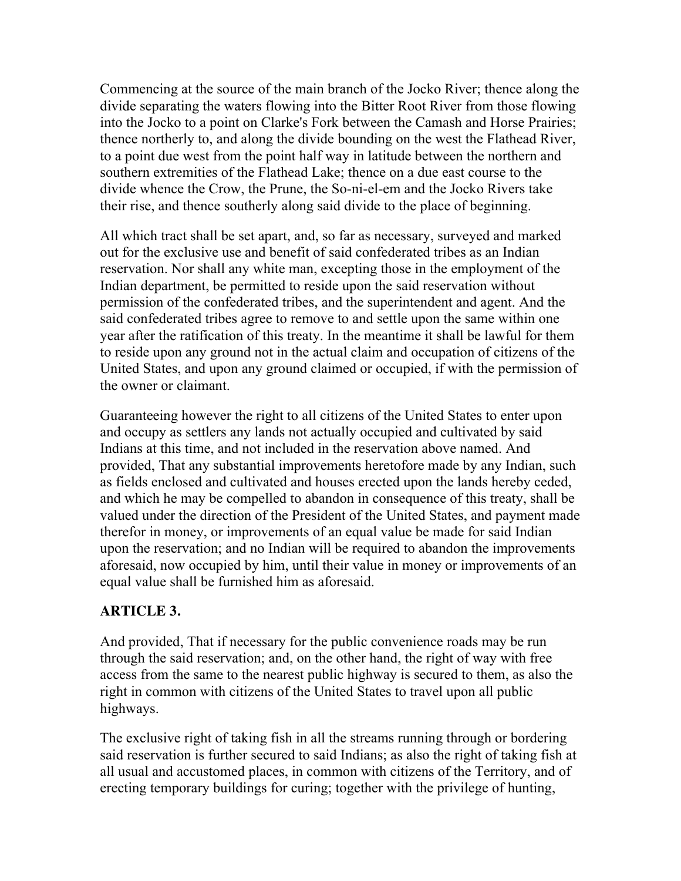Commencing at the source of the main branch of the Jocko River; thence along the divide separating the waters flowing into the Bitter Root River from those flowing into the Jocko to a point on Clarke's Fork between the Camash and Horse Prairies; thence northerly to, and along the divide bounding on the west the Flathead River, to a point due west from the point half way in latitude between the northern and southern extremities of the Flathead Lake; thence on a due east course to the divide whence the Crow, the Prune, the So-ni-el-em and the Jocko Rivers take their rise, and thence southerly along said divide to the place of beginning.

All which tract shall be set apart, and, so far as necessary, surveyed and marked out for the exclusive use and benefit of said confederated tribes as an Indian reservation. Nor shall any white man, excepting those in the employment of the Indian department, be permitted to reside upon the said reservation without permission of the confederated tribes, and the superintendent and agent. And the said confederated tribes agree to remove to and settle upon the same within one year after the ratification of this treaty. In the meantime it shall be lawful for them to reside upon any ground not in the actual claim and occupation of citizens of the United States, and upon any ground claimed or occupied, if with the permission of the owner or claimant.

Guaranteeing however the right to all citizens of the United States to enter upon and occupy as settlers any lands not actually occupied and cultivated by said Indians at this time, and not included in the reservation above named. And provided, That any substantial improvements heretofore made by any Indian, such as fields enclosed and cultivated and houses erected upon the lands hereby ceded, and which he may be compelled to abandon in consequence of this treaty, shall be valued under the direction of the President of the United States, and payment made therefor in money, or improvements of an equal value be made for said Indian upon the reservation; and no Indian will be required to abandon the improvements aforesaid, now occupied by him, until their value in money or improvements of an equal value shall be furnished him as aforesaid.

## ARTICLE 3.

And provided, That if necessary for the public convenience roads may be run through the said reservation; and, on the other hand, the right of way with free access from the same to the nearest public highway is secured to them, as also the right in common with citizens of the United States to travel upon all public highways.

The exclusive right of taking fish in all the streams running through or bordering said reservation is further secured to said Indians; as also the right of taking fish at all usual and accustomed places, in common with citizens of the Territory, and of erecting temporary buildings for curing; together with the privilege of hunting,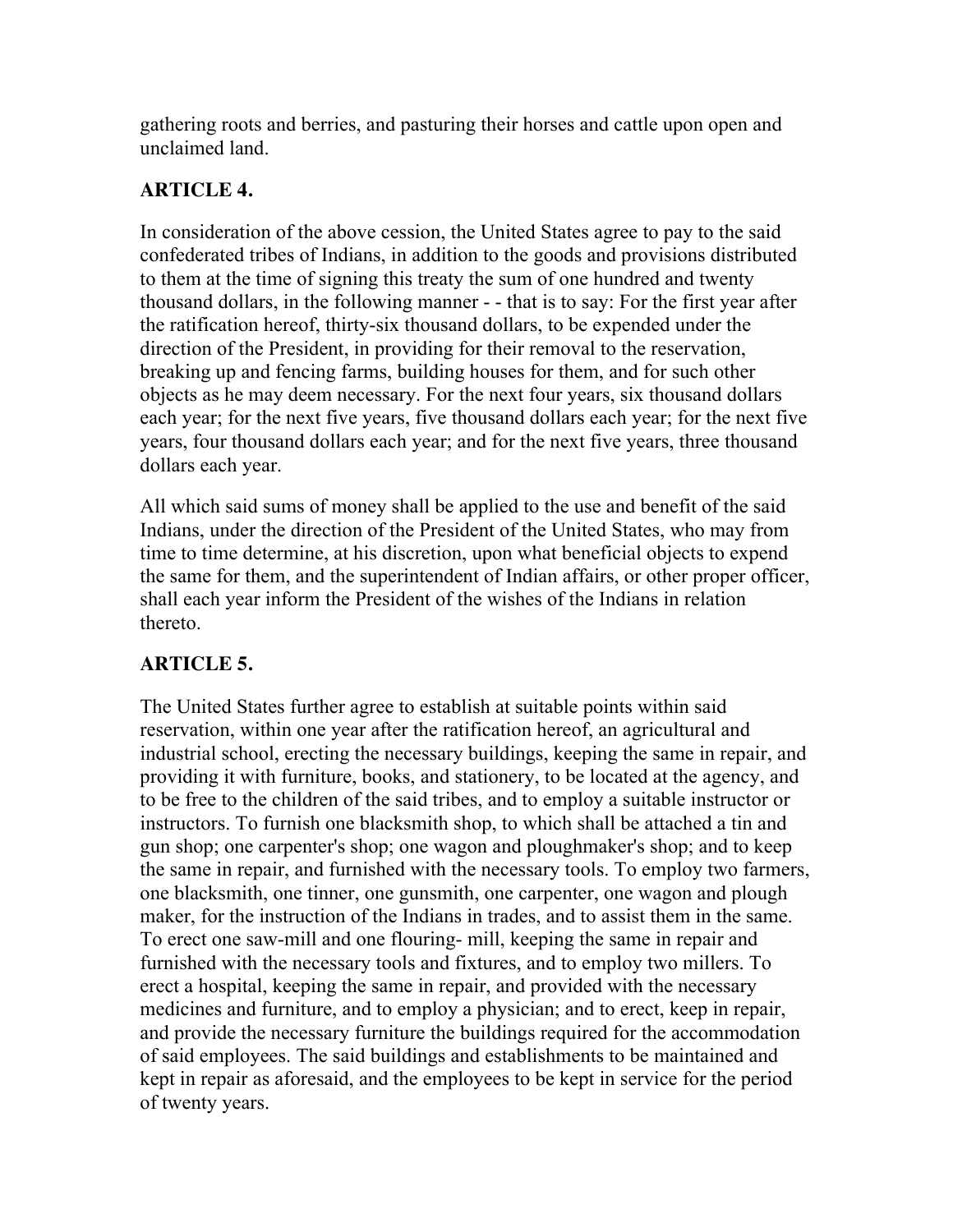gathering roots and berries, and pasturing their horses and cattle upon open and unclaimed land.

## ARTICLE 4.

In consideration of the above cession, the United States agree to pay to the said confederated tribes of Indians, in addition to the goods and provisions distributed to them at the time of signing this treaty the sum of one hundred and twenty thousand dollars, in the following manner - - that is to say: For the first year after the ratification hereof, thirty-six thousand dollars, to be expended under the direction of the President, in providing for their removal to the reservation, breaking up and fencing farms, building houses for them, and for such other objects as he may deem necessary. For the next four years, six thousand dollars each year; for the next five years, five thousand dollars each year; for the next five years, four thousand dollars each year; and for the next five years, three thousand dollars each year.

All which said sums of money shall be applied to the use and benefit of the said Indians, under the direction of the President of the United States, who may from time to time determine, at his discretion, upon what beneficial objects to expend the same for them, and the superintendent of Indian affairs, or other proper officer, shall each year inform the President of the wishes of the Indians in relation thereto.

## ARTICLE 5.

The United States further agree to establish at suitable points within said reservation, within one year after the ratification hereof, an agricultural and industrial school, erecting the necessary buildings, keeping the same in repair, and providing it with furniture, books, and stationery, to be located at the agency, and to be free to the children of the said tribes, and to employ a suitable instructor or instructors. To furnish one blacksmith shop, to which shall be attached a tin and gun shop; one carpenter's shop; one wagon and ploughmaker's shop; and to keep the same in repair, and furnished with the necessary tools. To employ two farmers, one blacksmith, one tinner, one gunsmith, one carpenter, one wagon and plough maker, for the instruction of the Indians in trades, and to assist them in the same. To erect one saw-mill and one flouring- mill, keeping the same in repair and furnished with the necessary tools and fixtures, and to employ two millers. To erect a hospital, keeping the same in repair, and provided with the necessary medicines and furniture, and to employ a physician; and to erect, keep in repair, and provide the necessary furniture the buildings required for the accommodation of said employees. The said buildings and establishments to be maintained and kept in repair as aforesaid, and the employees to be kept in service for the period of twenty years.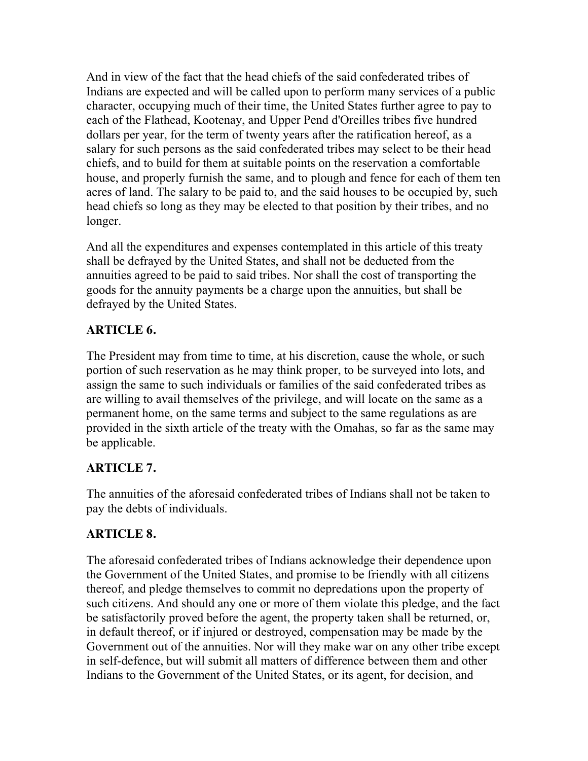And in view of the fact that the head chiefs of the said confederated tribes of Indians are expected and will be called upon to perform many services of a public character, occupying much of their time, the United States further agree to pay to each of the Flathead, Kootenay, and Upper Pend d'Oreilles tribes five hundred dollars per year, for the term of twenty years after the ratification hereof, as a salary for such persons as the said confederated tribes may select to be their head chiefs, and to build for them at suitable points on the reservation a comfortable house, and properly furnish the same, and to plough and fence for each of them ten acres of land. The salary to be paid to, and the said houses to be occupied by, such head chiefs so long as they may be elected to that position by their tribes, and no longer.

And all the expenditures and expenses contemplated in this article of this treaty shall be defrayed by the United States, and shall not be deducted from the annuities agreed to be paid to said tribes. Nor shall the cost of transporting the goods for the annuity payments be a charge upon the annuities, but shall be defrayed by the United States.

### ARTICLE 6.

The President may from time to time, at his discretion, cause the whole, or such portion of such reservation as he may think proper, to be surveyed into lots, and assign the same to such individuals or families of the said confederated tribes as are willing to avail themselves of the privilege, and will locate on the same as a permanent home, on the same terms and subject to the same regulations as are provided in the sixth article of the treaty with the Omahas, so far as the same may be applicable.

### ARTICLE 7.

The annuities of the aforesaid confederated tribes of Indians shall not be taken to pay the debts of individuals.

### ARTICLE 8.

The aforesaid confederated tribes of Indians acknowledge their dependence upon the Government of the United States, and promise to be friendly with all citizens thereof, and pledge themselves to commit no depredations upon the property of such citizens. And should any one or more of them violate this pledge, and the fact be satisfactorily proved before the agent, the property taken shall be returned, or, in default thereof, or if injured or destroyed, compensation may be made by the Government out of the annuities. Nor will they make war on any other tribe except in self-defence, but will submit all matters of difference between them and other Indians to the Government of the United States, or its agent, for decision, and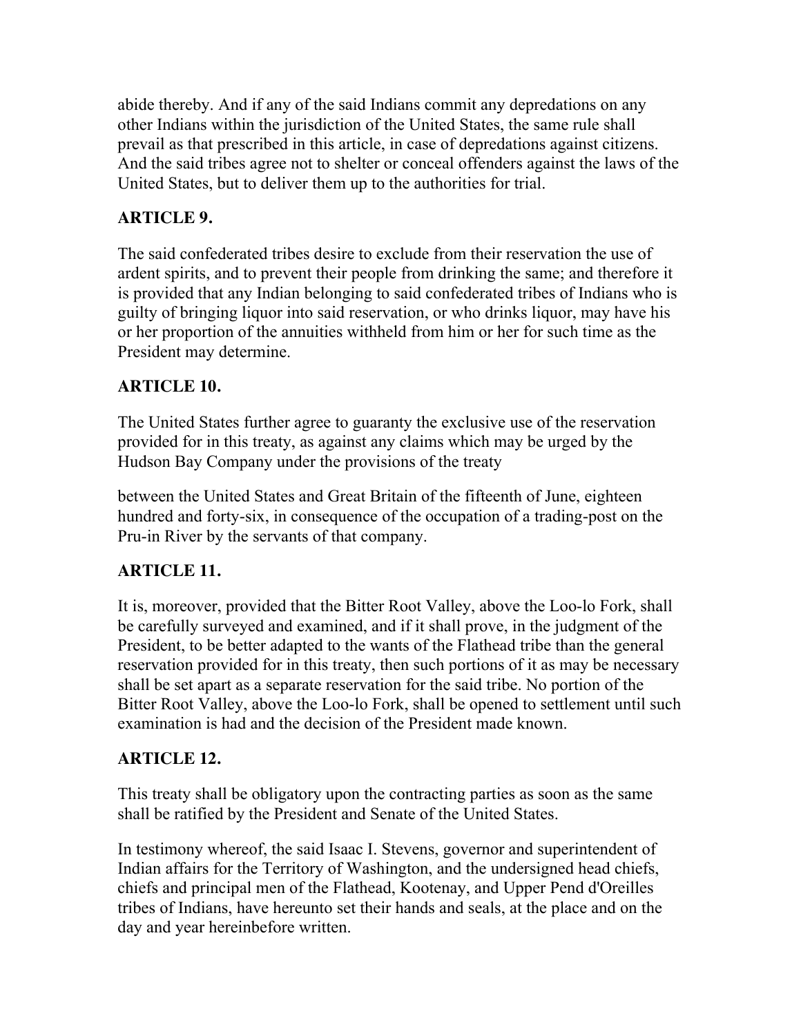abide thereby. And if any of the said Indians commit any depredations on any other Indians within the jurisdiction of the United States, the same rule shall prevail as that prescribed in this article, in case of depredations against citizens. And the said tribes agree not to shelter or conceal offenders against the laws of the United States, but to deliver them up to the authorities for trial.

**ARTICLE 9.**

The said confederated tribes desire to exclude from their reservation the use of ardent spirits, and to prevent their people from drinking the same; and therefore it is provided that any Indian belonging to said confederated tribes of Indians who is guilty of bringing liquor into said reservation, or who drinks liquor, may have his or her proportion of the annuities withheld from him or her for such time as the President may determine.

**ARTICLE 10.**

The United States further agree to guaranty the exclusive use of the reservation provided for in this treaty, as against any claims which may be urged by the Hudson Bay Company under the provisions of the treaty between the United States and Great Britain of the fifteenth of June, eighteen hundred and forty-six, in consequence of the occupation of a trading-post on the Pru-in River by the servants of that company.

**ARTICLE 11.**

It is, moreover, provided that the Bitter Root Valley, above the Loo-lo Fork, shall be carefully surveyed and examined, and if it shall prove, in the judgment of the President, to be better adapted to the wants of the Flathead tribe than the general reservation provided for in this treaty, then such portions of it as may be necessary shall be set apart as a separate reservation for the said tribe. No portion of the Bitter Root Valley, above the Loo-lo Fork, shall be opened to settlement until such examination is had and the decision of the President made known.

**ARTICLE 12.**

This treaty shall be obligatory upon the contracting parties as soon as the same shall be ratified by the President and Senate of the United States.

In testimony whereof, the said Isaac I. Stevens, governor and superintendent of Indian affairs for the Territory of Washington, and the undersigned head chiefs, chiefs and principal men of the Flathead, Kootenay, and Upper Pend d'Oreilles tribes of Indians, have hereunto set their hands and seals, at the place and on the day and year hereinbefore written.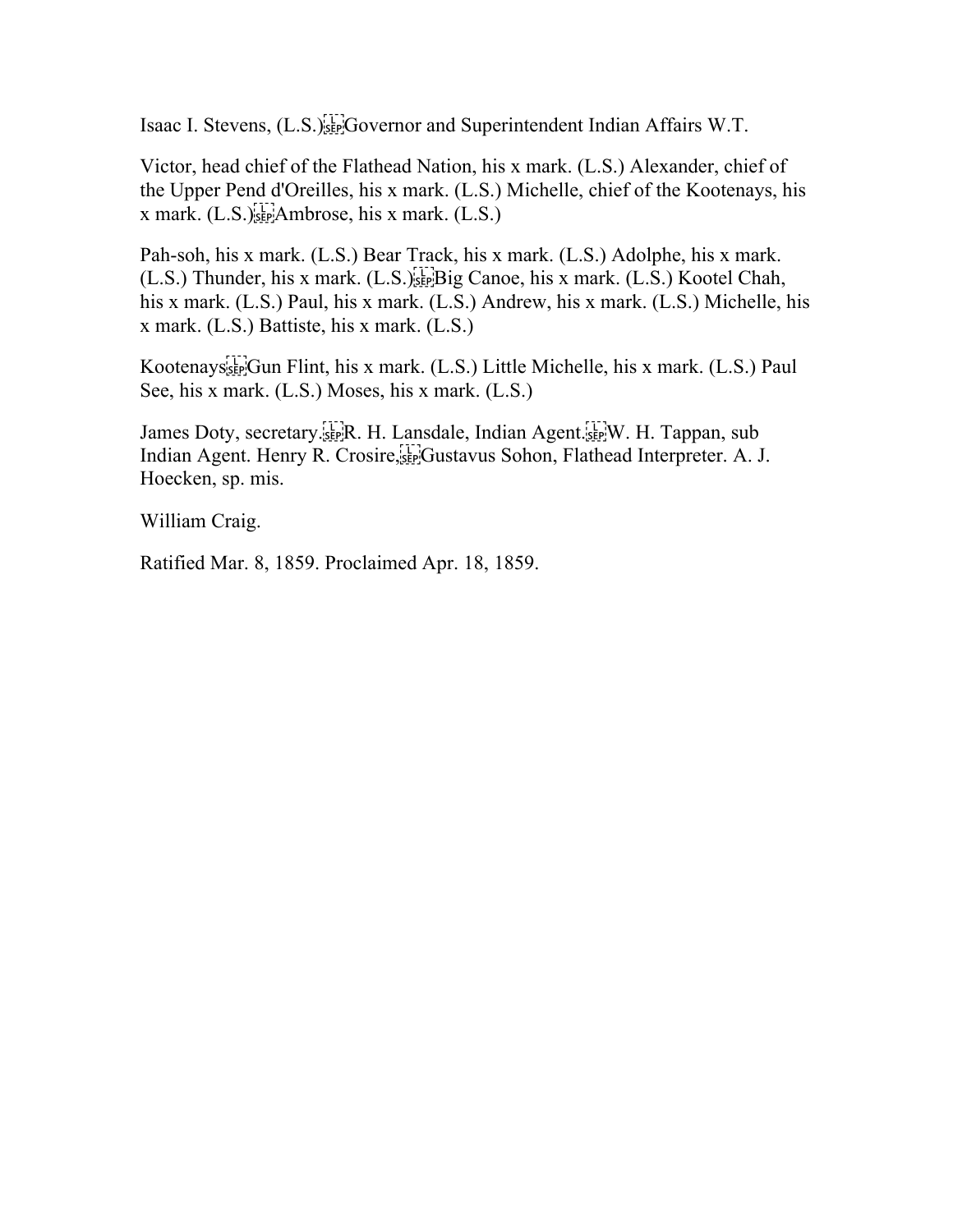Isaac I. Stevens, (L.S.) Governor and Superintendent Indian Affairs W.T.

Victor, head chief of the Flathead Nation, his x mark. (L.S.) Alexander, chief of the Upper Pend d'Oreilles, his x mark. (L.S.) Michelle, chief of the Kootenays, his x mark. (L.S.) Ambrose, his x mark. (L.S.)

Pah-soh, his x mark. (L.S.) Bear Track, his x mark. (L.S.) Adolphe, his x mark. (L.S.) Thunder, his x mark. (L.S.) Big Canoe, his x mark. (L.S.) Kootel Chah, his x mark. (L.S.) Paul, his x mark. (L.S.) Andrew, his x mark. (L.S.) Michelle, his x mark. (L.S.) Battiste, his x mark. (L.S.)

Kootenays Gun Flint, his x mark. (L.S.) Little Michelle, his x mark. (L.S.) Paul See, his x mark. (L.S.) Moses, his x mark. (L.S.)

James Doty, secretary. R. H. Lansdale, Indian Agent. W. H. Tappan, sub Indian Agent. Henry R. Crosire, Gustavus Sohon, Flathead Interpreter. A. J. Hoecken, sp. mis.

William Craig.

Ratified Mar. 8, 1859. Proclaimed Apr. 18, 1859.